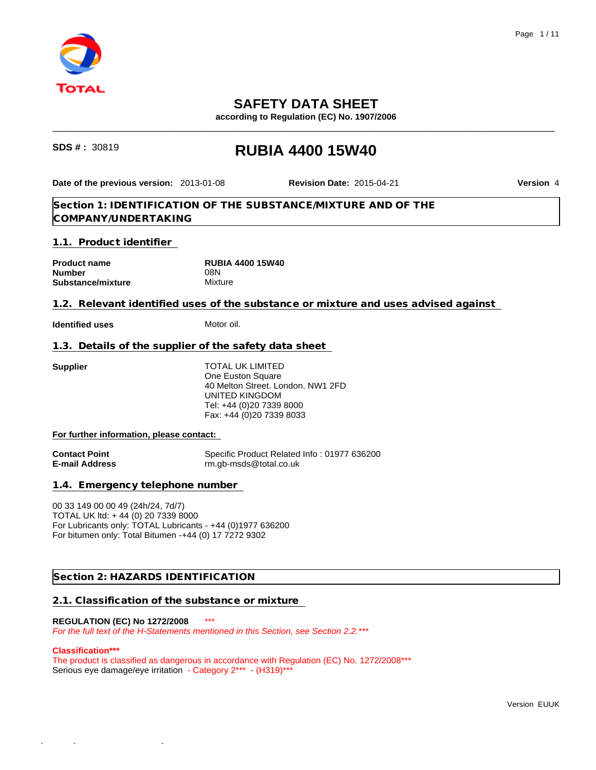# SAFETY DATA SHEET

**according to Regulation (EC) No. 1907/2006**

**SDS # :** 30819

# RUBIA 4400 15W40

**Date of the previous version:** 2013-01-08 **Revision Date:** 2015-04-21 **Version** 4

## Section 1: IDENTIFICATION OF THE SUBSTANCE/MIXTURE AND OF THE COMPANY/UNDERTAKING

### 1.1. Product identifier

| | |
|---|---|
| **Product name** | **RUBIA 4400 15W40** |
| **Number** | 08N |
| **Substance/mixture** | Mixture |

### 1.2. Relevant identified uses of the substance or mixture and uses advised against

**Identified uses** Motor oil.

### 1.3. Details of the supplier of the safety data sheet

**Supplier**

TOTAL UK LIMITED
One Euston Square
40 Melton Street. London. NW1 2FD
UNITED KINGDOM
Tel: +44 (0)20 7339 8000
Fax: +44 (0)20 7339 8033

**For further information, please contact:**

| | |
|---|---|
| **Contact Point** | Specific Product Related Info : 01977 636200 |
| **E-mail Address** | rm.gb-msds@total.co.uk |

### 1.4. Emergency telephone number

00 33 149 00 00 49 (24h/24, 7d/7)
TOTAL UK ltd: + 44 (0) 20 7339 8000
For Lubricants only: TOTAL Lubricants - +44 (0)1977 636200
For bitumen only: Total Bitumen -+44 (0) 17 7272 9302

## Section 2: HAZARDS IDENTIFICATION

### 2.1. Classification of the substance or mixture

**REGULATION (EC) No 1272/2008** ***

*For the full text of the H-Statements mentioned in this Section, see Section 2.2.****

**Classification*****

The product is classified as dangerous in accordance with Regulation (EC) No. 1272/2008***

Serious eye damage/eye irritation - Category 2*** - (H319)***

Version EUUK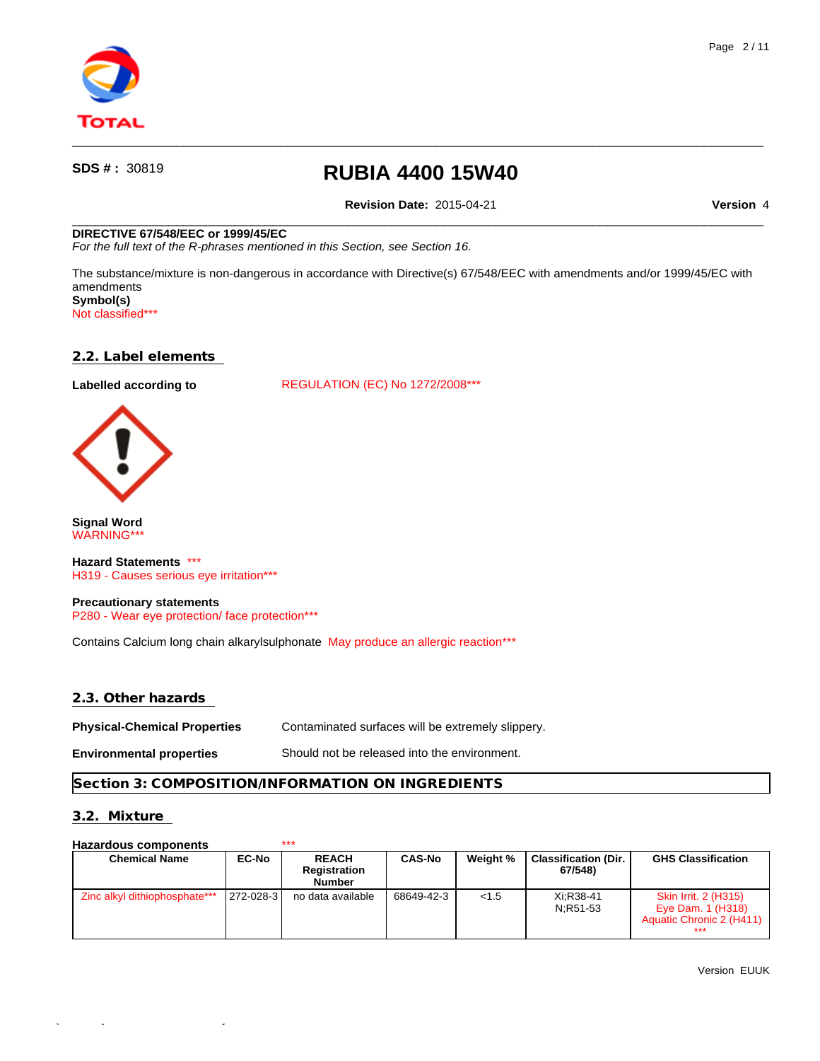**SDS # :** 30819

# RUBIA 4400 15W40

**Revision Date:** 2015-04-21 **Version** 4

**DIRECTIVE 67/548/EEC or 1999/45/EC**
*For the full text of the R-phrases mentioned in this Section, see Section 16.*

The substance/mixture is non-dangerous in accordance with Directive(s) 67/548/EEC with amendments and/or 1999/45/EC with amendments
**Symbol(s)**
Not classified***

## 2.2. Label elements

**Labelled according to** REGULATION (EC) No 1272/2008***

**Signal Word**
WARNING***

**Hazard Statements** ***
H319 - Causes serious eye irritation***

**Precautionary statements**
P280 - Wear eye protection/ face protection***

Contains Calcium long chain alkarylsulphonate May produce an allergic reaction***

## 2.3. Other hazards

**Physical-Chemical Properties** Contaminated surfaces will be extremely slippery.

**Environmental properties** Should not be released into the environment.

# Section 3: COMPOSITION/INFORMATION ON INGREDIENTS

## 3.2. Mixture

**Hazardous components** ***

| Chemical Name | EC-No | REACH Registration Number | CAS-No | Weight % | Classification (Dir. 67/548) | GHS Classification |
|---|---|---|---|---|---|---|
| Zinc alkyl dithiophosphate*** | 272-028-3 | no data available | 68649-42-3 | <1.5 | Xi;R38-41 N;R51-53 | Skin Irrit. 2 (H315) Eye Dam. 1 (H318) Aquatic Chronic 2 (H411) *** |

Version EUUK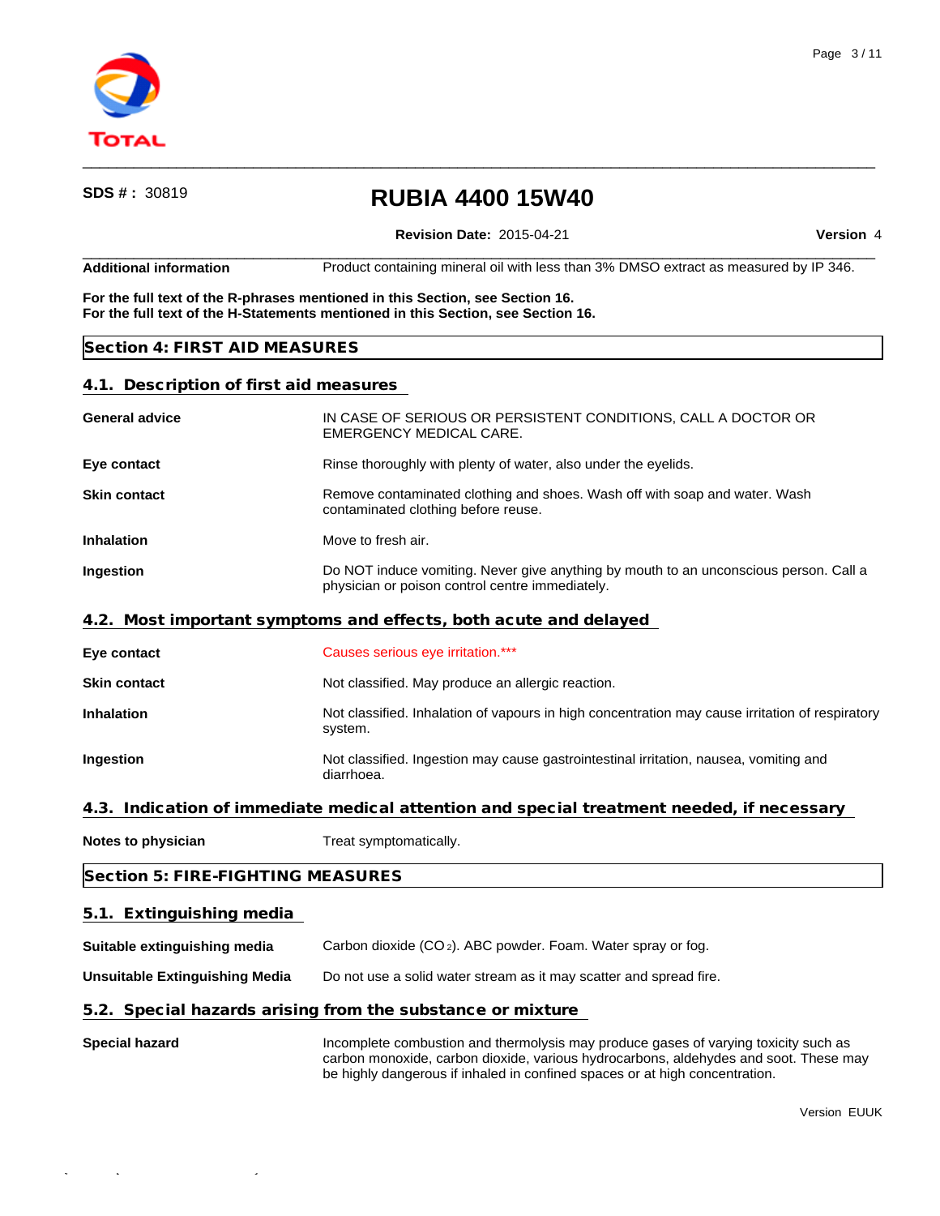**SDS # :** 30819

# RUBIA 4400 15W40

**Revision Date:** 2015-04-21 **Version** 4

| | |
|---|---|
| **Additional information** | Product containing mineral oil with less than 3% DMSO extract as measured by IP 346. |

**For the full text of the R-phrases mentioned in this Section, see Section 16.**
**For the full text of the H-Statements mentioned in this Section, see Section 16.**

## Section 4: FIRST AID MEASURES

### 4.1. Description of first aid measures

| | |
|---|---|
| **General advice** | IN CASE OF SERIOUS OR PERSISTENT CONDITIONS, CALL A DOCTOR OR EMERGENCY MEDICAL CARE. |
| **Eye contact** | Rinse thoroughly with plenty of water, also under the eyelids. |
| **Skin contact** | Remove contaminated clothing and shoes. Wash off with soap and water. Wash contaminated clothing before reuse. |
| **Inhalation** | Move to fresh air. |
| **Ingestion** | Do NOT induce vomiting. Never give anything by mouth to an unconscious person. Call a physician or poison control centre immediately. |

### 4.2. Most important symptoms and effects, both acute and delayed

| | |
|---|---|
| **Eye contact** | Causes serious eye irritation.*** |
| **Skin contact** | Not classified. May produce an allergic reaction. |
| **Inhalation** | Not classified. Inhalation of vapours in high concentration may cause irritation of respiratory system. |
| **Ingestion** | Not classified. Ingestion may cause gastrointestinal irritation, nausea, vomiting and diarrhoea. |

### 4.3. Indication of immediate medical attention and special treatment needed, if necessary

| | |
|---|---|
| **Notes to physician** | Treat symptomatically. |

## Section 5: FIRE-FIGHTING MEASURES

### 5.1. Extinguishing media

| | |
|---|---|
| **Suitable extinguishing media** | Carbon dioxide ($CO_2$). ABC powder. Foam. Water spray or fog. |
| **Unsuitable Extinguishing Media** | Do not use a solid water stream as it may scatter and spread fire. |

### 5.2. Special hazards arising from the substance or mixture

| | |
|---|---|
| **Special hazard** | Incomplete combustion and thermolysis may produce gases of varying toxicity such as carbon monoxide, carbon dioxide, various hydrocarbons, aldehydes and soot. These may be highly dangerous if inhaled in confined spaces or at high concentration. |

Version EUUK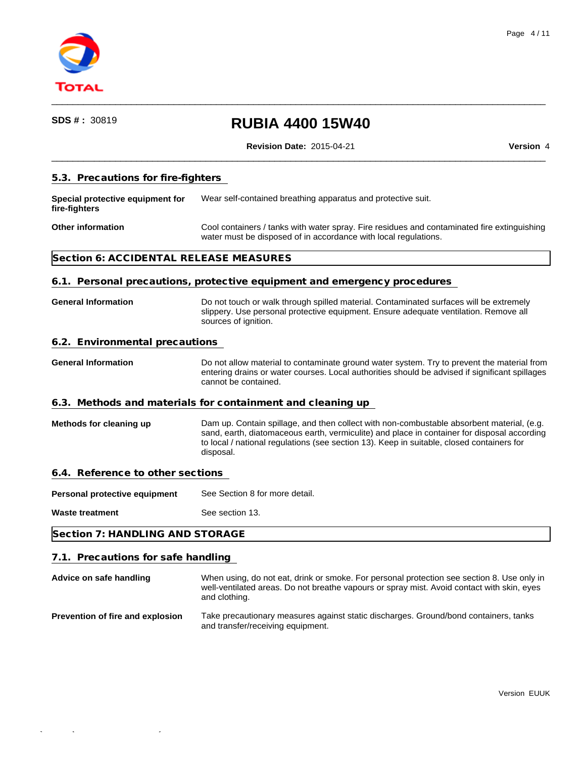### 5.3. Precautions for fire-fighters

**Special protective equipment for fire-fighters** Wear self-contained breathing apparatus and protective suit.

**Other information** Cool containers / tanks with water spray. Fire residues and contaminated fire extinguishing water must be disposed of in accordance with local regulations.

## Section 6: ACCIDENTAL RELEASE MEASURES

### 6.1. Personal precautions, protective equipment and emergency procedures

**General Information** Do not touch or walk through spilled material. Contaminated surfaces will be extremely slippery. Use personal protective equipment. Ensure adequate ventilation. Remove all sources of ignition.

### 6.2. Environmental precautions

**General Information** Do not allow material to contaminate ground water system. Try to prevent the material from entering drains or water courses. Local authorities should be advised if significant spillages cannot be contained.

### 6.3. Methods and materials for containment and cleaning up

**Methods for cleaning up** Dam up. Contain spillage, and then collect with non-combustable absorbent material, (e.g. sand, earth, diatomaceous earth, vermiculite) and place in container for disposal according to local / national regulations (see section 13). Keep in suitable, closed containers for disposal.

### 6.4. Reference to other sections

**Personal protective equipment** See Section 8 for more detail.

**Waste treatment** See section 13.

## Section 7: HANDLING AND STORAGE

### 7.1. Precautions for safe handling

**Advice on safe handling** When using, do not eat, drink or smoke. For personal protection see section 8. Use only in well-ventilated areas. Do not breathe vapours or spray mist. Avoid contact with skin, eyes and clothing.

**Prevention of fire and explosion** Take precautionary measures against static discharges. Ground/bond containers, tanks and transfer/receiving equipment.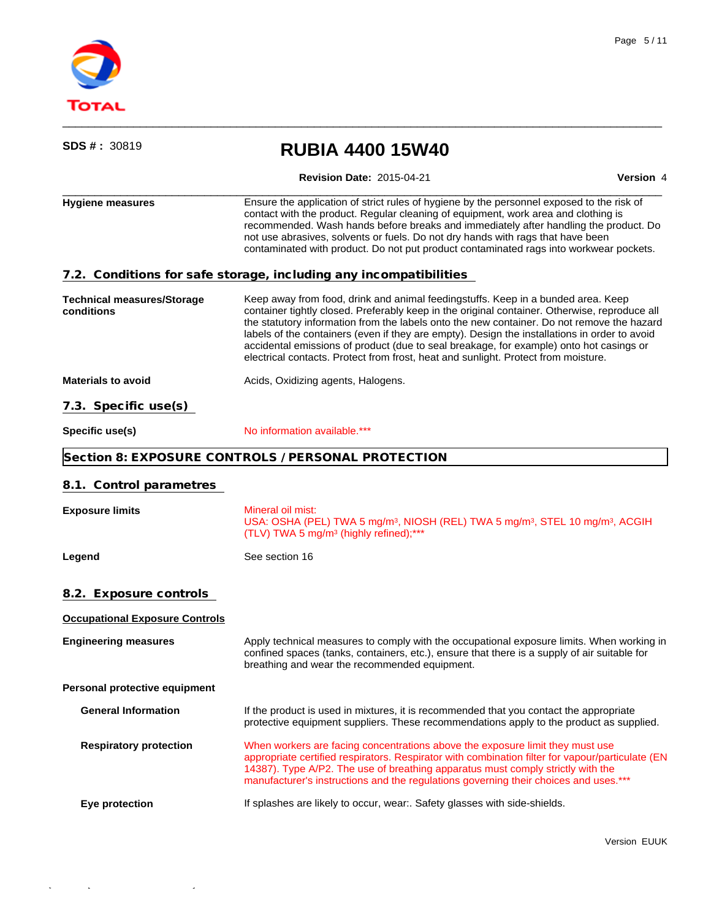| | |
|---|---|
| **Hygiene measures** | Ensure the application of strict rules of hygiene by the personnel exposed to the risk of contact with the product. Regular cleaning of equipment, work area and clothing is recommended. Wash hands before breaks and immediately after handling the product. Do not use abrasives, solvents or fuels. Do not dry hands with rags that have been contaminated with product. Do not put product contaminated rags into workwear pockets. |

### 7.2. Conditions for safe storage, including any incompatibilities

| | |
|---|---|
| **Technical measures/Storage conditions** | Keep away from food, drink and animal feedingstuffs. Keep in a bunded area. Keep container tightly closed. Preferably keep in the original container. Otherwise, reproduce all the statutory information from the labels onto the new container. Do not remove the hazard labels of the containers (even if they are empty). Design the installations in order to avoid accidental emissions of product (due to seal breakage, for example) onto hot casings or electrical contacts. Protect from frost, heat and sunlight. Protect from moisture. |
| **Materials to avoid** | Acids, Oxidizing agents, Halogens. |

### 7.3. Specific use(s)

| | |
|---|---|
| **Specific use(s)** | No information available.*** |

## Section 8: EXPOSURE CONTROLS / PERSONAL PROTECTION

### 8.1. Control parametres

| | |
|---|---|
| **Exposure limits** | Mineral oil mist:<br>USA: OSHA (PEL) TWA 5 mg/m³, NIOSH (REL) TWA 5 mg/m³, STEL 10 mg/m³, ACGIH (TLV) TWA 5 mg/m³ (highly refined);*** |
| **Legend** | See section 16 |

### 8.2. Exposure controls

**Occupational Exposure Controls**

| | |
|---|---|
| **Engineering measures** | Apply technical measures to comply with the occupational exposure limits. When working in confined spaces (tanks, containers, etc.), ensure that there is a supply of air suitable for breathing and wear the recommended equipment. |

**Personal protective equipment**

| | |
|---|---|
| **General Information** | If the product is used in mixtures, it is recommended that you contact the appropriate protective equipment suppliers. These recommendations apply to the product as supplied. |
| **Respiratory protection** | When workers are facing concentrations above the exposure limit they must use appropriate certified respirators. Respirator with combination filter for vapour/particulate (EN 14387). Type A/P2. The use of breathing apparatus must comply strictly with the manufacturer's instructions and the regulations governing their choices and uses.*** |
| **Eye protection** | If splashes are likely to occur, wear:. Safety glasses with side-shields. |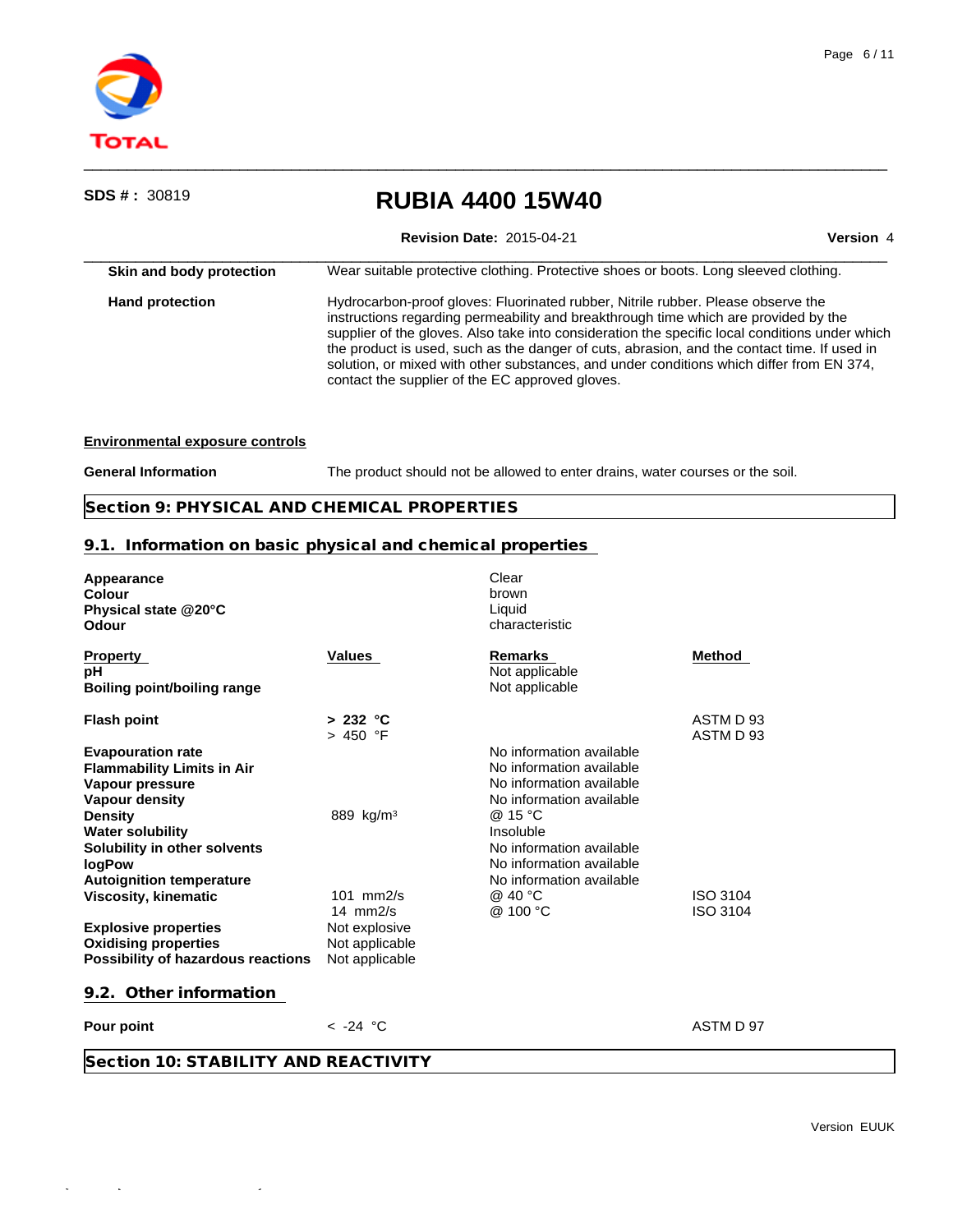| | |
|---|---|
| **Skin and body protection** | Wear suitable protective clothing. Protective shoes or boots. Long sleeved clothing. |
| **Hand protection** | Hydrocarbon-proof gloves: Fluorinated rubber, Nitrile rubber. Please observe the instructions regarding permeability and breakthrough time which are provided by the supplier of the gloves. Also take into consideration the specific local conditions under which the product is used, such as the danger of cuts, abrasion, and the contact time. If used in solution, or mixed with other substances, and under conditions which differ from EN 374, contact the supplier of the EC approved gloves. |

**Environmental exposure controls**

| | |
|---|---|
| **General Information** | The product should not be allowed to enter drains, water courses or the soil. |

## Section 9: PHYSICAL AND CHEMICAL PROPERTIES

### 9.1. Information on basic physical and chemical properties

| | |
|---|---|
| **Appearance** | Clear |
| **Colour** | brown |
| **Physical state @20°C** | Liquid |
| **Odour** | characteristic |

| Property | Values | Remarks | Method |
|---|---|---|---|
| **pH** | | Not applicable | |
| **Boiling point/boiling range** | | Not applicable | |
| **Flash point** | **> 232 °C** | | ASTM D 93 |
| | > 450 °F | | ASTM D 93 |
| **Evapouration rate** | | No information available | |
| **Flammability Limits in Air** | | No information available | |
| **Vapour pressure** | | No information available | |
| **Vapour density** | | No information available | |
| **Density** | 889 kg/m³ | @ 15 °C | |
| **Water solubility** | | Insoluble | |
| **Solubility in other solvents** | | No information available | |
| **logPow** | | No information available | |
| **Autoignition temperature** | | No information available | |
| **Viscosity, kinematic** | 101 mm2/s | @ 40 °C | ISO 3104 |
| | 14 mm2/s | @ 100 °C | ISO 3104 |
| **Explosive properties** | Not explosive | | |
| **Oxidising properties** | Not applicable | | |
| **Possibility of hazardous reactions** | Not applicable | | |

### 9.2. Other information

| | | | |
|---|---|---|---|
| **Pour point** | < -24 °C | | ASTM D 97 |

## Section 10: STABILITY AND REACTIVITY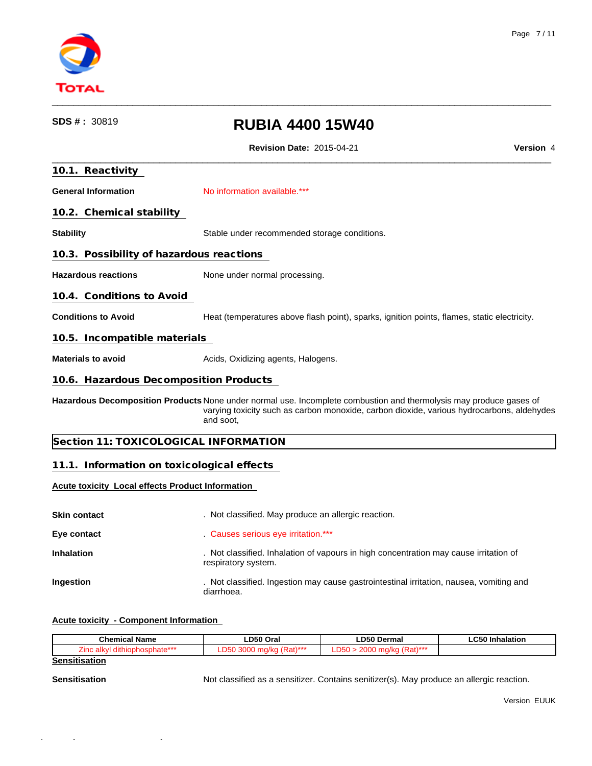## 10.1. Reactivity

**General Information** No information available.***

## 10.2. Chemical stability

**Stability** Stable under recommended storage conditions.

## 10.3. Possibility of hazardous reactions

**Hazardous reactions** None under normal processing.

## 10.4. Conditions to Avoid

**Conditions to Avoid** Heat (temperatures above flash point), sparks, ignition points, flames, static electricity.

## 10.5. Incompatible materials

**Materials to avoid** Acids, Oxidizing agents, Halogens.

## 10.6. Hazardous Decomposition Products

**Hazardous Decomposition Products** None under normal use. Incomplete combustion and thermolysis may produce gases of varying toxicity such as carbon monoxide, carbon dioxide, various hydrocarbons, aldehydes and soot,

# Section 11: TOXICOLOGICAL INFORMATION

## 11.1. Information on toxicological effects

### Acute toxicity Local effects Product Information

**Skin contact** . Not classified. May produce an allergic reaction.

**Eye contact** . Causes serious eye irritation.***

**Inhalation** . Not classified. Inhalation of vapours in high concentration may cause irritation of respiratory system.

**Ingestion** . Not classified. Ingestion may cause gastrointestinal irritation, nausea, vomiting and diarrhoea.

### Acute toxicity - Component Information

| Chemical Name | LD50 Oral | LD50 Dermal | LC50 Inhalation |
|---|---|---|---|
| Zinc alkyl dithiophosphate*** | LD50 3000 mg/kg (Rat)*** | LD50 > 2000 mg/kg (Rat)*** | |

### Sensitisation

**Sensitisation** Not classified as a sensitizer. Contains senitizer(s). May produce an allergic reaction.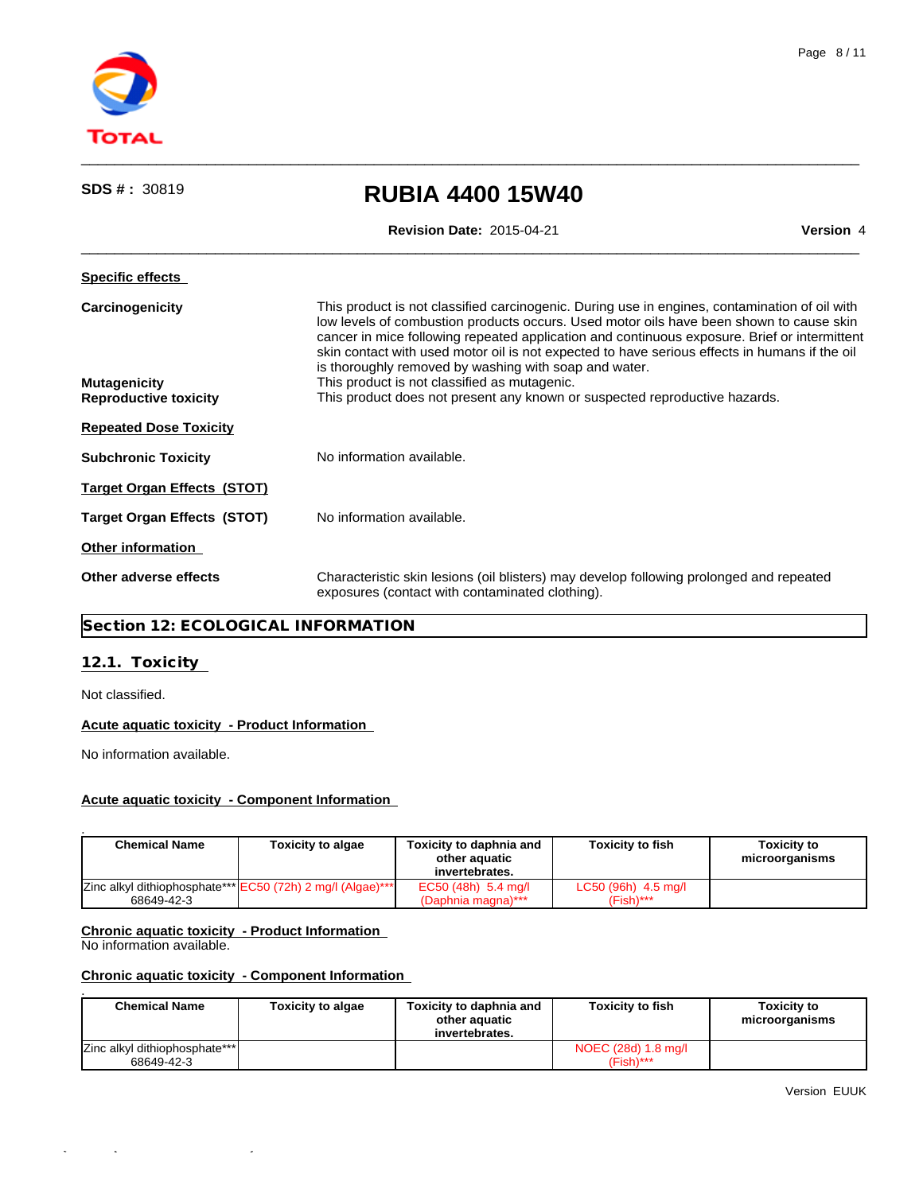**Specific effects**

**Carcinogenicity** This product is not classified carcinogenic. During use in engines, contamination of oil with low levels of combustion products occurs. Used motor oils have been shown to cause skin cancer in mice following repeated application and continuous exposure. Brief or intermittent skin contact with used motor oil is not expected to have serious effects in humans if the oil is thoroughly removed by washing with soap and water.

**Mutagenicity** This product is not classified as mutagenic.

**Reproductive toxicity** This product does not present any known or suspected reproductive hazards.

**Repeated Dose Toxicity**

**Subchronic Toxicity** No information available.

**Target Organ Effects (STOT)**

**Target Organ Effects (STOT)** No information available.

**Other information**

**Other adverse effects** Characteristic skin lesions (oil blisters) may develop following prolonged and repeated exposures (contact with contaminated clothing).

## Section 12: ECOLOGICAL INFORMATION

### 12.1. Toxicity

Not classified.

**Acute aquatic toxicity - Product Information**

No information available.

**Acute aquatic toxicity - Component Information**

| Chemical Name | Toxicity to algae | Toxicity to daphnia and other aquatic invertebrates. | Toxicity to fish | Toxicity to microorganisms |
|---|---|---|---|---|
| Zinc alkyl dithiophosphate*** 68649-42-3 | EC50 (72h) 2 mg/l (Algae)*** | EC50 (48h) 5.4 mg/l (Daphnia magna)*** | LC50 (96h) 4.5 mg/l (Fish)*** | |

**Chronic aquatic toxicity - Product Information**
No information available.

**Chronic aquatic toxicity - Component Information**

| Chemical Name | Toxicity to algae | Toxicity to daphnia and other aquatic invertebrates. | Toxicity to fish | Toxicity to microorganisms |
|---|---|---|---|---|
| Zinc alkyl dithiophosphate*** 68649-42-3 | | | NOEC (28d) 1.8 mg/l (Fish)*** | |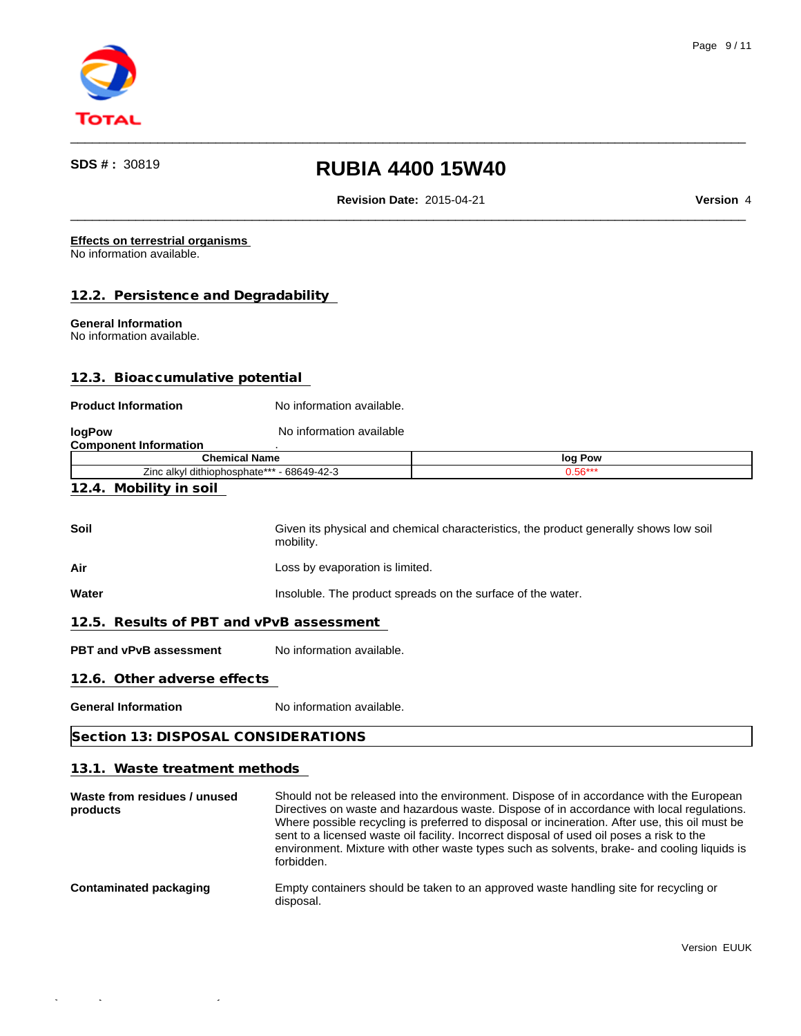**Effects on terrestrial organisms**
No information available.

## 12.2. Persistence and Degradability

**General Information**
No information available.

## 12.3. Bioaccumulative potential

**Product Information** No information available.

**logPow** No information available

**Component Information** .

| Chemical Name | log Pow |
|---|---|
| Zinc alkyl dithiophosphate*** - 68649-42-3 | 0.56*** |

## 12.4. Mobility in soil

**Soil** Given its physical and chemical characteristics, the product generally shows low soil mobility.

**Air** Loss by evaporation is limited.

**Water** Insoluble. The product spreads on the surface of the water.

## 12.5. Results of PBT and vPvB assessment

**PBT and vPvB assessment** No information available.

## 12.6. Other adverse effects

**General Information** No information available.

# Section 13: DISPOSAL CONSIDERATIONS

## 13.1. Waste treatment methods

**Waste from residues / unused products** Should not be released into the environment. Dispose of in accordance with the European Directives on waste and hazardous waste. Dispose of in accordance with local regulations. Where possible recycling is preferred to disposal or incineration. After use, this oil must be sent to a licensed waste oil facility. Incorrect disposal of used oil poses a risk to the environment. Mixture with other waste types such as solvents, brake- and cooling liquids is forbidden.

**Contaminated packaging** Empty containers should be taken to an approved waste handling site for recycling or disposal.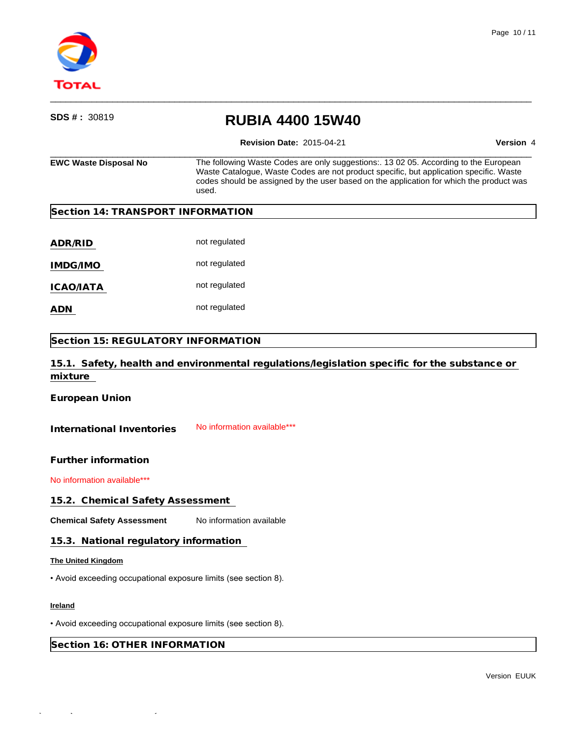**EWC Waste Disposal No** The following Waste Codes are only suggestions:. 13 02 05. According to the European Waste Catalogue, Waste Codes are not product specific, but application specific. Waste codes should be assigned by the user based on the application for which the product was used.

## Section 14: TRANSPORT INFORMATION

**ADR/RID** not regulated

**IMDG/IMO** not regulated

**ICAO/IATA** not regulated

**ADN** not regulated

## Section 15: REGULATORY INFORMATION

### 15.1. Safety, health and environmental regulations/legislation specific for the substance or mixture

**European Union**

**International Inventories** No information available***

**Further information**

No information available***

### 15.2. Chemical Safety Assessment

**Chemical Safety Assessment** No information available

### 15.3. National regulatory information

**The United Kingdom**

• Avoid exceeding occupational exposure limits (see section 8).

**Ireland**

• Avoid exceeding occupational exposure limits (see section 8).

## Section 16: OTHER INFORMATION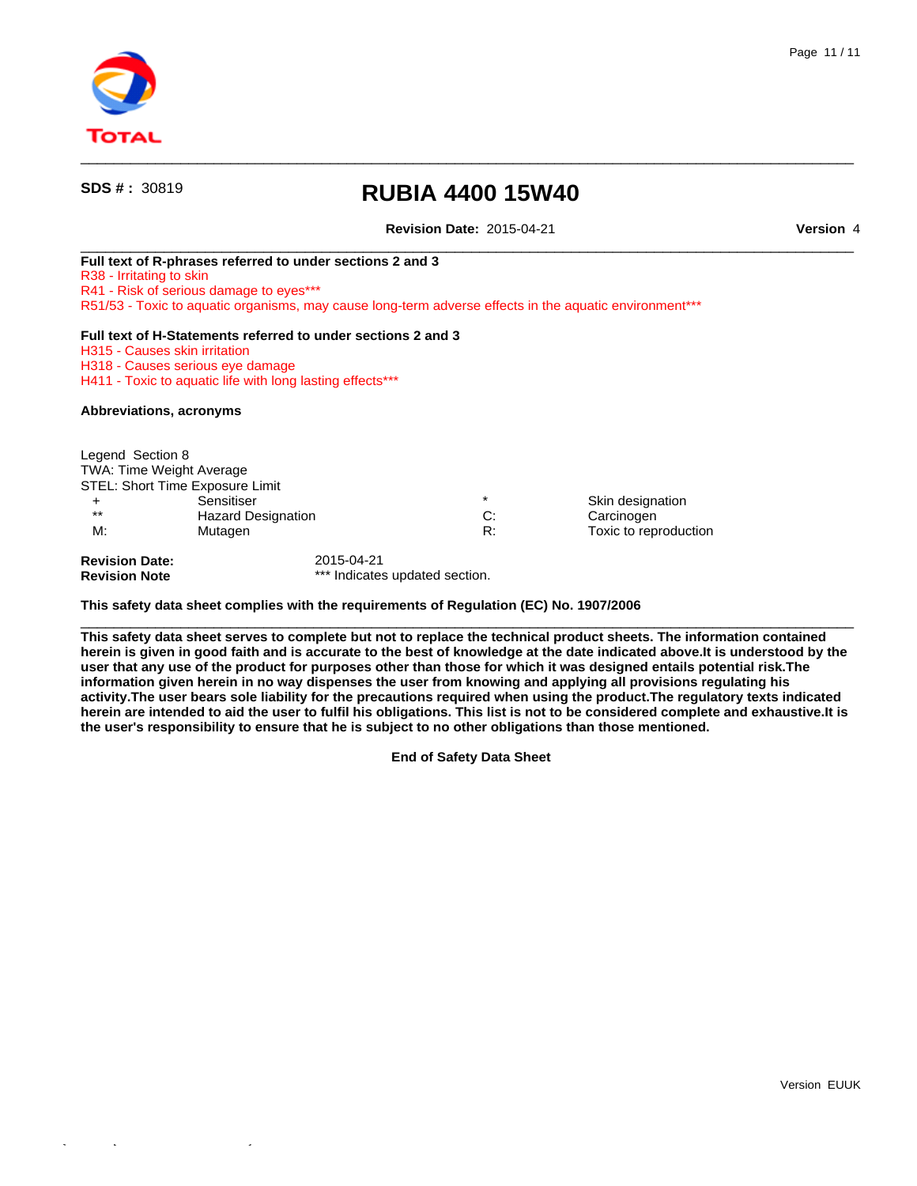**SDS # :** 30819

# RUBIA 4400 15W40

**Revision Date:** 2015-04-21 **Version** 4

**Full text of R-phrases referred to under sections 2 and 3**

R38 - Irritating to skin
R41 - Risk of serious damage to eyes***
R51/53 - Toxic to aquatic organisms, may cause long-term adverse effects in the aquatic environment***

**Full text of H-Statements referred to under sections 2 and 3**

H315 - Causes skin irritation
H318 - Causes serious eye damage
H411 - Toxic to aquatic life with long lasting effects***

**Abbreviations, acronyms**

Legend Section 8
TWA: Time Weight Average
STEL: Short Time Exposure Limit

| | | | |
|---|---|---|---|
| + | Sensitiser | * | Skin designation |
| ** | Hazard Designation | C: | Carcinogen |
| M: | Mutagen | R: | Toxic to reproduction |

**Revision Date:** 2015-04-21
**Revision Note** *** Indicates updated section.

**This safety data sheet complies with the requirements of Regulation (EC) No. 1907/2006**

**This safety data sheet serves to complete but not to replace the technical product sheets. The information contained herein is given in good faith and is accurate to the best of knowledge at the date indicated above.It is understood by the user that any use of the product for purposes other than those for which it was designed entails potential risk.The information given herein in no way dispenses the user from knowing and applying all provisions regulating his activity.The user bears sole liability for the precautions required when using the product.The regulatory texts indicated herein are intended to aid the user to fulfil his obligations. This list is not to be considered complete and exhaustive.It is the user's responsibility to ensure that he is subject to no other obligations than those mentioned.**

**End of Safety Data Sheet**